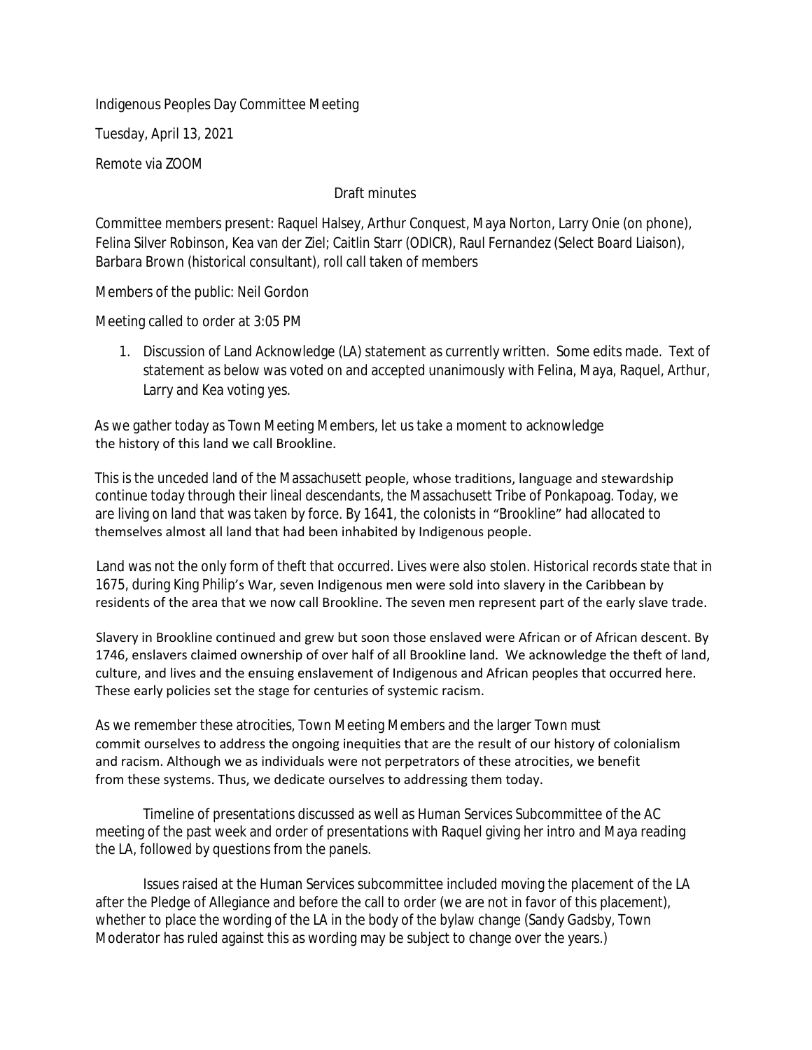Indigenous Peoples Day Committee Meeting

Tuesday, April 13, 2021

Remote via ZOOM

Draft minutes

Committee members present: Raquel Halsey, Arthur Conquest, Maya Norton, Larry Onie (on phone), Felina Silver Robinson, Kea van der Ziel; Caitlin Starr (ODICR), Raul Fernandez (Select Board Liaison), Barbara Brown (historical consultant), roll call taken of members

Members of the public: Neil Gordon

Meeting called to order at 3:05 PM

1. Discussion of Land Acknowledge (LA) statement as currently written. Some edits made. Text of statement as below was voted on and accepted unanimously with Felina, Maya, Raquel, Arthur, Larry and Kea voting yes.

As we gather today as Town Meeting Members, let us take a moment to acknowledge the history of this land we call Brookline.

This is the unceded land of the Massachusett people, whose traditions, language and stewardship continue today through their lineal descendants, the Massachusett Tribe of Ponkapoag. Today, we are living on land that was taken by force. By 1641, the colonists in "Brookline" had allocated to themselves almost all land that had been inhabited by Indigenous people.

Land was not the only form of theft that occurred. Lives were also stolen. Historical records state that in 1675, during King Philip's War, seven Indigenous men were sold into slavery in the Caribbean by residents of the area that we now call Brookline. The seven men represent part of the early slave trade.

Slavery in Brookline continued and grew but soon those enslaved were African or of African descent. By 1746, enslavers claimed ownership of over half of all Brookline land. We acknowledge the theft of land, culture, and lives and the ensuing enslavement of Indigenous and African peoples that occurred here. These early policies set the stage for centuries of systemic racism.

As we remember these atrocities, Town Meeting Members and the larger Town must commit ourselves to address the ongoing inequities that are the result of our history of colonialism and racism. Although we as individuals were not perpetrators of these atrocities, we benefit from these systems. Thus, we dedicate ourselves to addressing them today.

Timeline of presentations discussed as well as Human Services Subcommittee of the AC meeting of the past week and order of presentations with Raquel giving her intro and Maya reading the LA, followed by questions from the panels.

Issues raised at the Human Services subcommittee included moving the placement of the LA after the Pledge of Allegiance and before the call to order (we are not in favor of this placement), whether to place the wording of the LA in the body of the bylaw change (Sandy Gadsby, Town Moderator has ruled against this as wording may be subject to change over the years.)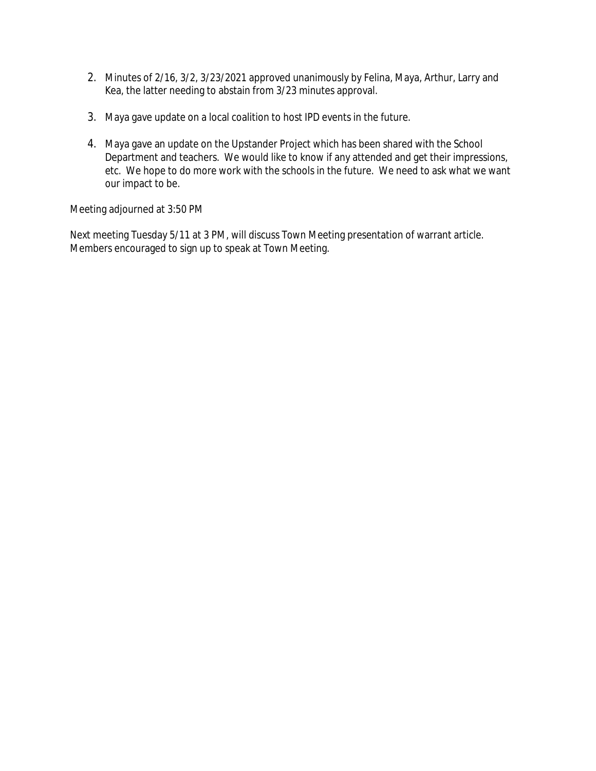2. Minutes of 2/16, 3/2, 3/23/2021 approved unanimously by Felina, Maya, Arthur, Larry and Kea, the latter needing to abstain from 3/23 minutes approval.

3. Maya gave update on a local coalition to host IPD events in the future.

4. Maya gave an update on the Upstander Project which has been shared with the School Department and teachers. We would like to know if any attended and get their impressions, etc. We hope to do more work with the schools in the future. We need to ask what we want our impact to be.

Meeting adjourned at 3:50 PM

Next meeting Tuesday 5/11 at 3 PM, will discuss Town Meeting presentation of warrant article. Members encouraged to sign up to speak at Town Meeting.